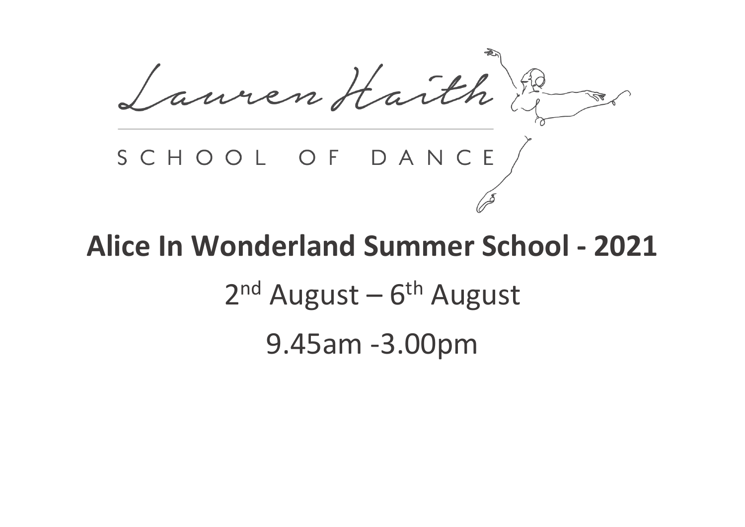Lauren Haith

SCHOOL OF DANCE

# Alice In Wonderland Summer School - 2021

2nd August – 6th August

9.45am -3.00pm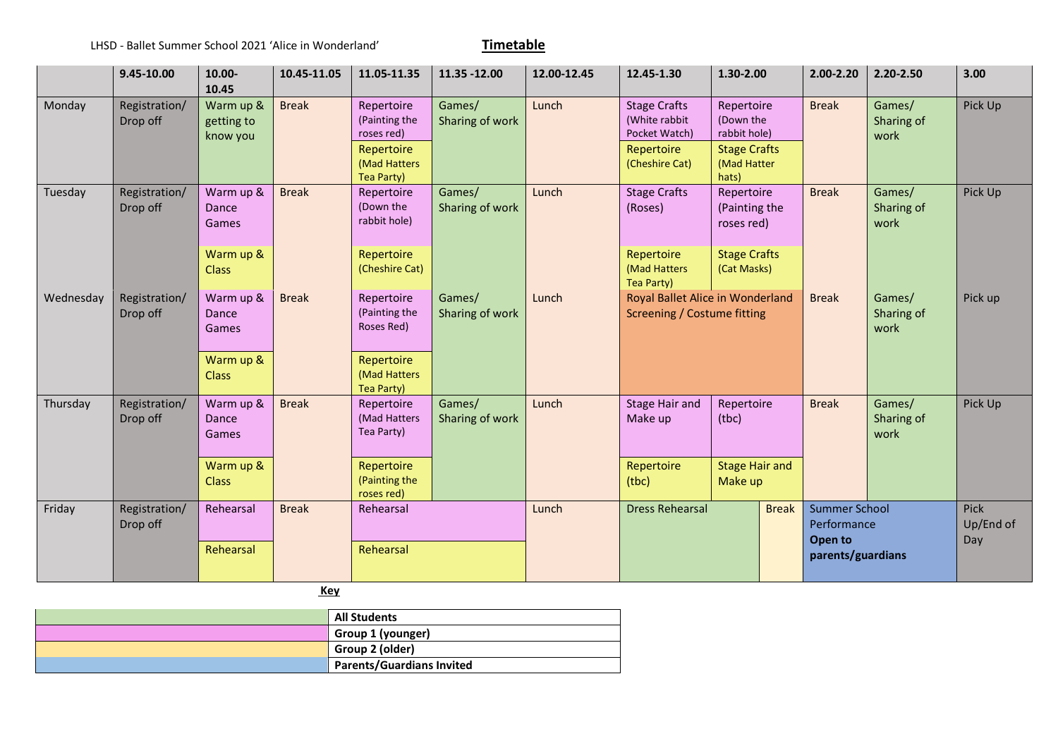LHSD - Ballet Summer School 2021 'Alice in Wonderland'

**Timetable**

| | 9.45-10.00 | 10.00-10.45 | 10.45-11.05 | 11.05-11.35 | 11.35 -12.00 | 12.00-12.45 | 12.45-1.30 | 1.30-2.00 | 2.00-2.20 | 2.20-2.50 | 3.00 |
|---|---|---|---|---|---|---|---|---|---|---|---|
| Monday | Registration/ Drop off | Warm up & getting to know you | Break | Repertoire (Painting the roses red) | Games/ Sharing of work | Lunch | Stage Crafts (White rabbit Pocket Watch) | Repertoire (Down the rabbit hole) | Break | Games/ Sharing of work | Pick Up |
| | | | | Repertoire (Mad Hatters Tea Party) | | | Repertoire (Cheshire Cat) | Stage Crafts (Mad Hatter hats) | | | |
| Tuesday | Registration/ Drop off | Warm up & Dance Games | Break | Repertoire (Down the rabbit hole) | Games/ Sharing of work | Lunch | Stage Crafts (Roses) | Repertoire (Painting the roses red) | Break | Games/ Sharing of work | Pick Up |
| | | Warm up & Class | | Repertoire (Cheshire Cat) | | | Repertoire (Mad Hatters Tea Party) | Stage Crafts (Cat Masks) | | | |
| Wednesday | Registration/ Drop off | Warm up & Dance Games | Break | Repertoire (Painting the Roses Red) | Games/ Sharing of work | Lunch | Royal Ballet Alice in Wonderland Screening / Costume fitting | | Break | Games/ Sharing of work | Pick up |
| | | Warm up & Class | | Repertoire (Mad Hatters Tea Party) | | | | | | | |
| Thursday | Registration/ Drop off | Warm up & Dance Games | Break | Repertoire (Mad Hatters Tea Party) | Games/ Sharing of work | Lunch | Stage Hair and Make up | Repertoire (tbc) | Break | Games/ Sharing of work | Pick Up |
| | | Warm up & Class | | Repertoire (Painting the roses red) | | | Repertoire (tbc) | Stage Hair and Make up | | | |
| Friday | Registration/ Drop off | Rehearsal | Break | Rehearsal | | Lunch | Dress Rehearsal | Break | Summer School Performance **Open to parents/guardians** | | Pick Up/End of Day |
| | | Rehearsal | | Rehearsal | | | | | | | |

**Key**

| Colour | Meaning |
|---|---|
| Green | **All Students** |
| Pink | **Group 1 (younger)** |
| Yellow | **Group 2 (older)** |
| Blue | **Parents/Guardians Invited** |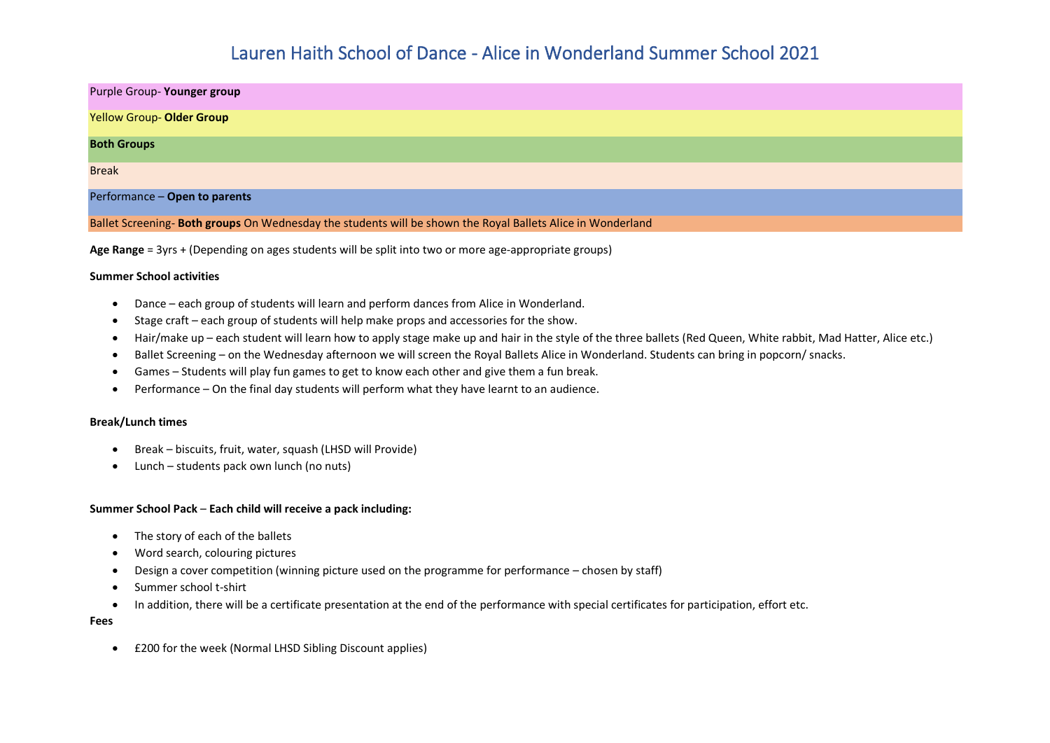# Lauren Haith School of Dance - Alice in Wonderland Summer School 2021

| |
|---|
| Purple Group- **Younger group** |
| Yellow Group- **Older Group** |
| **Both Groups** |
| Break |
| Performance – **Open to parents** |
| Ballet Screening- **Both groups** On Wednesday the students will be shown the Royal Ballets Alice in Wonderland |

**Age Range** = 3yrs + (Depending on ages students will be split into two or more age-appropriate groups)

**Summer School activities**

- Dance – each group of students will learn and perform dances from Alice in Wonderland.
- Stage craft – each group of students will help make props and accessories for the show.
- Hair/make up – each student will learn how to apply stage make up and hair in the style of the three ballets (Red Queen, White rabbit, Mad Hatter, Alice etc.)
- Ballet Screening – on the Wednesday afternoon we will screen the Royal Ballets Alice in Wonderland. Students can bring in popcorn/ snacks.
- Games – Students will play fun games to get to know each other and give them a fun break.
- Performance – On the final day students will perform what they have learnt to an audience.

**Break/Lunch times**

- Break – biscuits, fruit, water, squash (LHSD will Provide)
- Lunch – students pack own lunch (no nuts)

**Summer School Pack** – **Each child will receive a pack including:**

- The story of each of the ballets
- Word search, colouring pictures
- Design a cover competition (winning picture used on the programme for performance – chosen by staff)
- Summer school t-shirt
- In addition, there will be a certificate presentation at the end of the performance with special certificates for participation, effort etc.

**Fees**

- £200 for the week (Normal LHSD Sibling Discount applies)